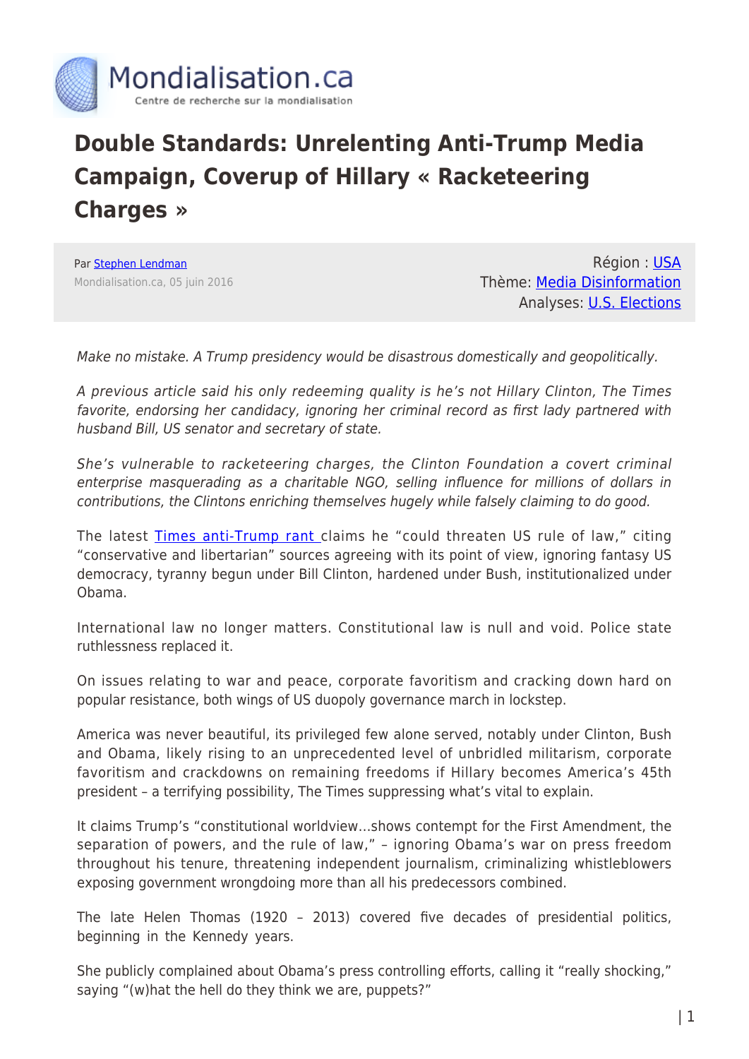# Double Standards: Unrelenting Anti-Trump Media Campaign, Coverup of Hillary « Racketeering Charges »

Par Stephen Lendman
Mondialisation.ca, 05 juin 2016

Région : USA
Thème: Media Disinformation
Analyses: U.S. Elections

*Make no mistake. A Trump presidency would be disastrous domestically and geopolitically.*

*A previous article said his only redeeming quality is he's not Hillary Clinton, The Times favorite, endorsing her candidacy, ignoring her criminal record as first lady partnered with husband Bill, US senator and secretary of state.*

*She's vulnerable to racketeering charges, the Clinton Foundation a covert criminal enterprise masquerading as a charitable NGO, selling influence for millions of dollars in contributions, the Clintons enriching themselves hugely while falsely claiming to do good.*

The latest Times anti-Trump rant claims he "could threaten US rule of law," citing "conservative and libertarian" sources agreeing with its point of view, ignoring fantasy US democracy, tyranny begun under Bill Clinton, hardened under Bush, institutionalized under Obama.

International law no longer matters. Constitutional law is null and void. Police state ruthlessness replaced it.

On issues relating to war and peace, corporate favoritism and cracking down hard on popular resistance, both wings of US duopoly governance march in lockstep.

America was never beautiful, its privileged few alone served, notably under Clinton, Bush and Obama, likely rising to an unprecedented level of unbridled militarism, corporate favoritism and crackdowns on remaining freedoms if Hillary becomes America's 45th president – a terrifying possibility, The Times suppressing what's vital to explain.

It claims Trump's "constitutional worldview…shows contempt for the First Amendment, the separation of powers, and the rule of law," – ignoring Obama's war on press freedom throughout his tenure, threatening independent journalism, criminalizing whistleblowers exposing government wrongdoing more than all his predecessors combined.

The late Helen Thomas (1920 – 2013) covered five decades of presidential politics, beginning in the Kennedy years.

She publicly complained about Obama's press controlling efforts, calling it "really shocking," saying "(w)hat the hell do they think we are, puppets?"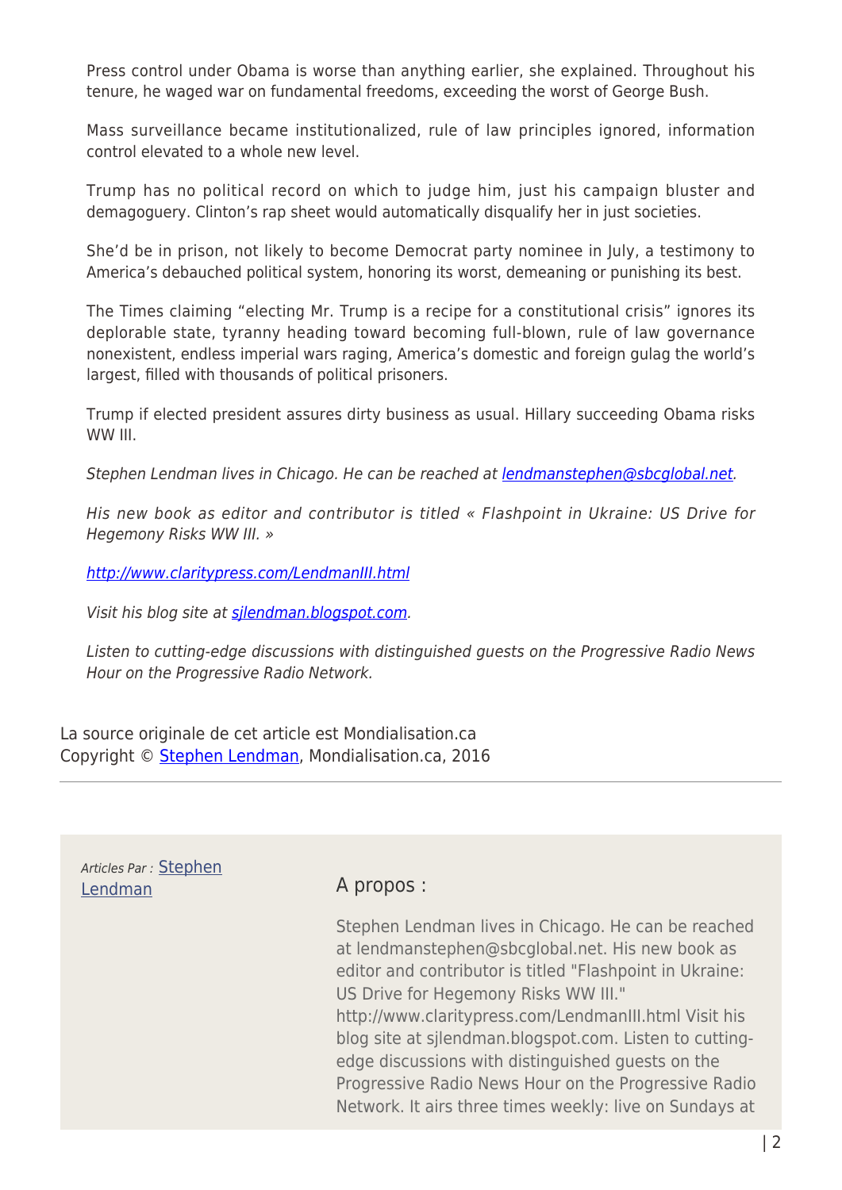Press control under Obama is worse than anything earlier, she explained. Throughout his tenure, he waged war on fundamental freedoms, exceeding the worst of George Bush.

Mass surveillance became institutionalized, rule of law principles ignored, information control elevated to a whole new level.

Trump has no political record on which to judge him, just his campaign bluster and demagoguery. Clinton's rap sheet would automatically disqualify her in just societies.

She'd be in prison, not likely to become Democrat party nominee in July, a testimony to America's debauched political system, honoring its worst, demeaning or punishing its best.

The Times claiming "electing Mr. Trump is a recipe for a constitutional crisis" ignores its deplorable state, tyranny heading toward becoming full-blown, rule of law governance nonexistent, endless imperial wars raging, America's domestic and foreign gulag the world's largest, filled with thousands of political prisoners.

Trump if elected president assures dirty business as usual. Hillary succeeding Obama risks WW III.

*Stephen Lendman lives in Chicago. He can be reached at [lendmanstephen@sbcglobal.net](mailto:lendmanstephen@sbcglobal.net).*

*His new book as editor and contributor is titled « Flashpoint in Ukraine: US Drive for Hegemony Risks WW III. »*

[http://www.claritypress.com/LendmanIII.html](http://www.claritypress.com/LendmanIII.html)

*Visit his blog site at [sjlendman.blogspot.com](http://sjlendman.blogspot.com).*

*Listen to cutting-edge discussions with distinguished guests on the Progressive Radio News Hour on the Progressive Radio Network.*

La source originale de cet article est Mondialisation.ca
Copyright © [Stephen Lendman](#), Mondialisation.ca, 2016

---

*Articles Par :* [Stephen Lendman](#)

A propos :

Stephen Lendman lives in Chicago. He can be reached at lendmanstephen@sbcglobal.net. His new book as editor and contributor is titled "Flashpoint in Ukraine: US Drive for Hegemony Risks WW III." http://www.claritypress.com/LendmanIII.html Visit his blog site at sjlendman.blogspot.com. Listen to cutting-edge discussions with distinguished guests on the Progressive Radio News Hour on the Progressive Radio Network. It airs three times weekly: live on Sundays at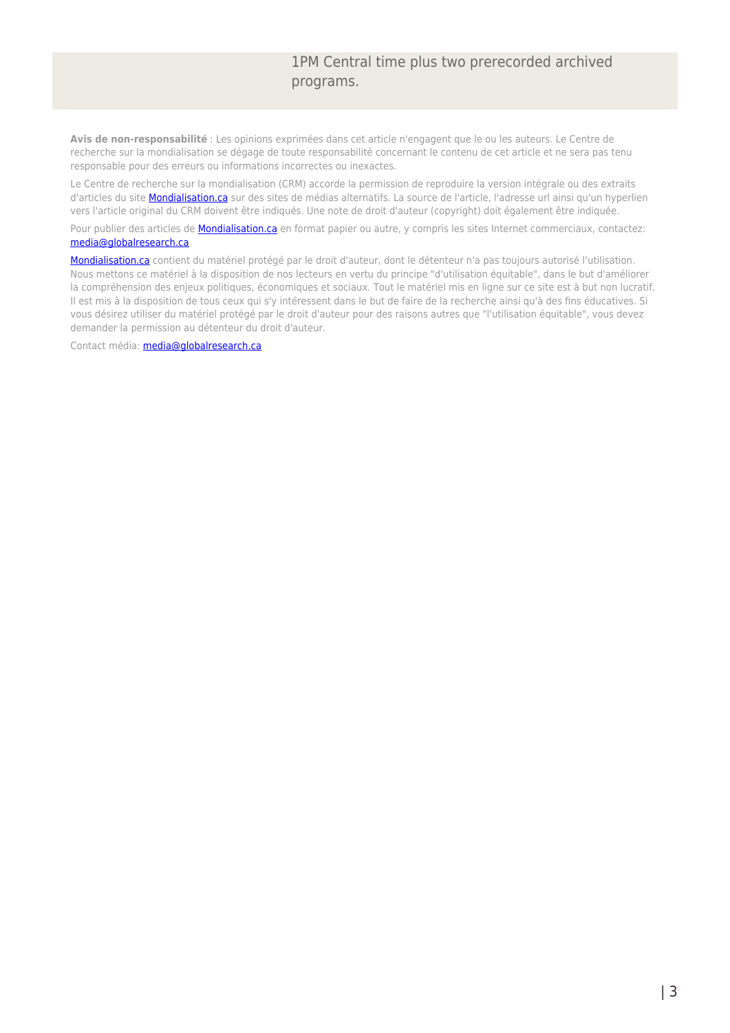1PM Central time plus two prerecorded archived programs.

**Avis de non-responsabilité** : Les opinions exprimées dans cet article n'engagent que le ou les auteurs. Le Centre de recherche sur la mondialisation se dégage de toute responsabilité concernant le contenu de cet article et ne sera pas tenu responsable pour des erreurs ou informations incorrectes ou inexactes.

Le Centre de recherche sur la mondialisation (CRM) accorde la permission de reproduire la version intégrale ou des extraits d'articles du site Mondialisation.ca sur des sites de médias alternatifs. La source de l'article, l'adresse url ainsi qu'un hyperlien vers l'article original du CRM doivent être indiqués. Une note de droit d'auteur (copyright) doit également être indiquée.

Pour publier des articles de Mondialisation.ca en format papier ou autre, y compris les sites Internet commerciaux, contactez: media@globalresearch.ca

Mondialisation.ca contient du matériel protégé par le droit d'auteur, dont le détenteur n'a pas toujours autorisé l'utilisation. Nous mettons ce matériel à la disposition de nos lecteurs en vertu du principe "d'utilisation équitable", dans le but d'améliorer la compréhension des enjeux politiques, économiques et sociaux. Tout le matériel mis en ligne sur ce site est à but non lucratif. Il est mis à la disposition de tous ceux qui s'y intéressent dans le but de faire de la recherche ainsi qu'à des fins éducatives. Si vous désirez utiliser du matériel protégé par le droit d'auteur pour des raisons autres que "l'utilisation équitable", vous devez demander la permission au détenteur du droit d'auteur.

Contact média: media@globalresearch.ca